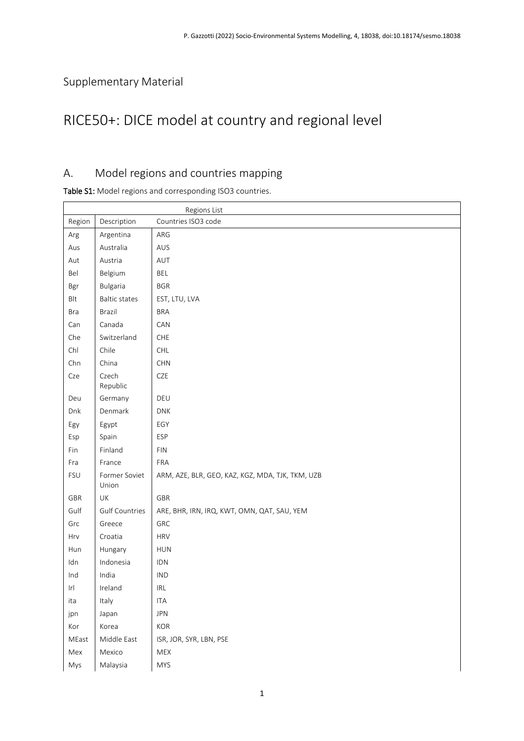Supplementary Material

# RICE50+: DICE model at country and regional level

## A. Model regions and countries mapping

**Table S1:** Model regions and corresponding ISO3 countries.

| Regions List | | |
|---|---|---|
| Region | Description | Countries ISO3 code |
| Arg | Argentina | ARG |
| Aus | Australia | AUS |
| Aut | Austria | AUT |
| Bel | Belgium | BEL |
| Bgr | Bulgaria | BGR |
| Blt | Baltic states | EST, LTU, LVA |
| Bra | Brazil | BRA |
| Can | Canada | CAN |
| Che | Switzerland | CHE |
| Chl | Chile | CHL |
| Chn | China | CHN |
| Cze | Czech Republic | CZE |
| Deu | Germany | DEU |
| Dnk | Denmark | DNK |
| Egy | Egypt | EGY |
| Esp | Spain | ESP |
| Fin | Finland | FIN |
| Fra | France | FRA |
| FSU | Former Soviet Union | ARM, AZE, BLR, GEO, KAZ, KGZ, MDA, TJK, TKM, UZB |
| GBR | UK | GBR |
| Gulf | Gulf Countries | ARE, BHR, IRN, IRQ, KWT, OMN, QAT, SAU, YEM |
| Grc | Greece | GRC |
| Hrv | Croatia | HRV |
| Hun | Hungary | HUN |
| Idn | Indonesia | IDN |
| Ind | India | IND |
| Irl | Ireland | IRL |
| ita | Italy | ITA |
| jpn | Japan | JPN |
| Kor | Korea | KOR |
| MEast | Middle East | ISR, JOR, SYR, LBN, PSE |
| Mex | Mexico | MEX |
| Mys | Malaysia | MYS |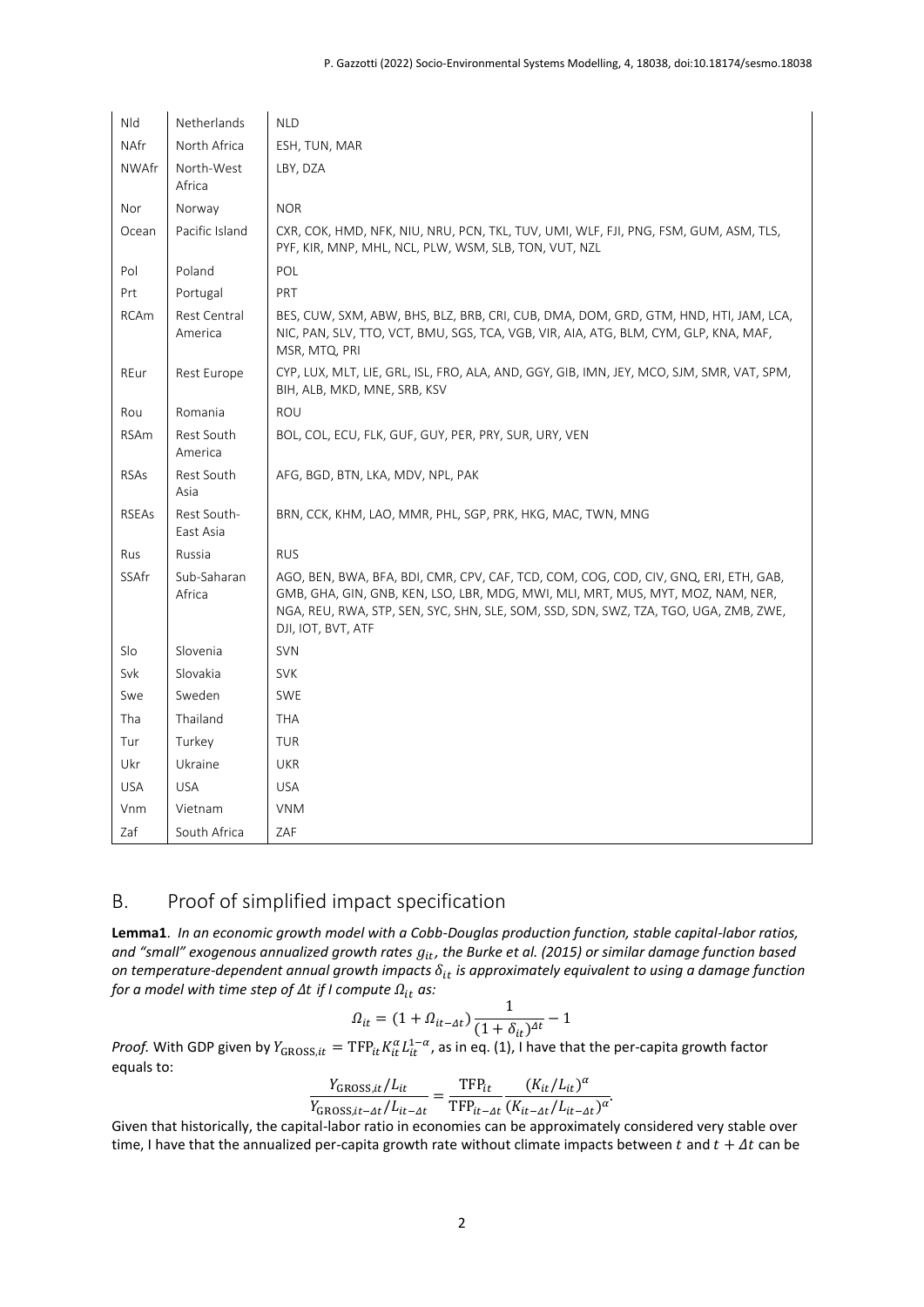| Nld | Netherlands | NLD |
|---|---|---|
| NAfr | North Africa | ESH, TUN, MAR |
| NWAfr | North-West Africa | LBY, DZA |
| Nor | Norway | NOR |
| Ocean | Pacific Island | CXR, COK, HMD, NFK, NIU, NRU, PCN, TKL, TUV, UMI, WLF, FJI, PNG, FSM, GUM, ASM, TLS, PYF, KIR, MNP, MHL, NCL, PLW, WSM, SLB, TON, VUT, NZL |
| Pol | Poland | POL |
| Prt | Portugal | PRT |
| RCAm | Rest Central America | BES, CUW, SXM, ABW, BHS, BLZ, BRB, CRI, CUB, DMA, DOM, GRD, GTM, HND, HTI, JAM, LCA, NIC, PAN, SLV, TTO, VCT, BMU, SGS, TCA, VGB, VIR, AIA, ATG, BLM, CYM, GLP, KNA, MAF, MSR, MTQ, PRI |
| REur | Rest Europe | CYP, LUX, MLT, LIE, GRL, ISL, FRO, ALA, AND, GGY, GIB, IMN, JEY, MCO, SJM, SMR, VAT, SPM, BIH, ALB, MKD, MNE, SRB, KSV |
| Rou | Romania | ROU |
| RSAm | Rest South America | BOL, COL, ECU, FLK, GUF, GUY, PER, PRY, SUR, URY, VEN |
| RSAs | Rest South Asia | AFG, BGD, BTN, LKA, MDV, NPL, PAK |
| RSEAs | Rest South-East Asia | BRN, CCK, KHM, LAO, MMR, PHL, SGP, PRK, HKG, MAC, TWN, MNG |
| Rus | Russia | RUS |
| SSAfr | Sub-Saharan Africa | AGO, BEN, BWA, BFA, BDI, CMR, CPV, CAF, TCD, COM, COG, COD, CIV, GNQ, ERI, ETH, GAB, GMB, GHA, GIN, GNB, KEN, LSO, LBR, MDG, MWI, MLI, MRT, MUS, MYT, MOZ, NAM, NER, NGA, REU, RWA, STP, SEN, SYC, SHN, SLE, SOM, SSD, SDN, SWZ, TZA, TGO, UGA, ZMB, ZWE, DJI, IOT, BVT, ATF |
| Slo | Slovenia | SVN |
| Svk | Slovakia | SVK |
| Swe | Sweden | SWE |
| Tha | Thailand | THA |
| Tur | Turkey | TUR |
| Ukr | Ukraine | UKR |
| USA | USA | USA |
| Vnm | Vietnam | VNM |
| Zaf | South Africa | ZAF |

## B. Proof of simplified impact specification

**Lemma1**. *In an economic growth model with a Cobb-Douglas production function, stable capital-labor ratios, and "small" exogenous annualized growth rates $g_{it}$, the Burke et al. (2015) or similar damage function based on temperature-dependent annual growth impacts $\delta_{it}$ is approximately equivalent to using a damage function for a model with time step of $\Delta t$ if I compute $\Omega_{it}$ as:*

$$\Omega_{it} = (1 + \Omega_{it-\Delta t})\frac{1}{(1+\delta_{it})^{\Delta t}} - 1$$

*Proof.* With GDP given by $Y_{\text{GROSS},it} = \text{TFP}_{it} K_{it}^{\alpha} L_{it}^{1-\alpha}$, as in eq. (1), I have that the per-capita growth factor equals to:

$$\frac{Y_{\text{GROSS},it}/L_{it}}{Y_{\text{GROSS},it-\Delta t}/L_{it-\Delta t}} = \frac{\text{TFP}_{it}}{\text{TFP}_{it-\Delta t}} \frac{(K_{it}/L_{it})^{\alpha}}{(K_{it-\Delta t}/L_{it-\Delta t})^{\alpha}}.$$

Given that historically, the capital-labor ratio in economies can be approximately considered very stable over time, I have that the annualized per-capita growth rate without climate impacts between $t$ and $t + \Delta t$ can be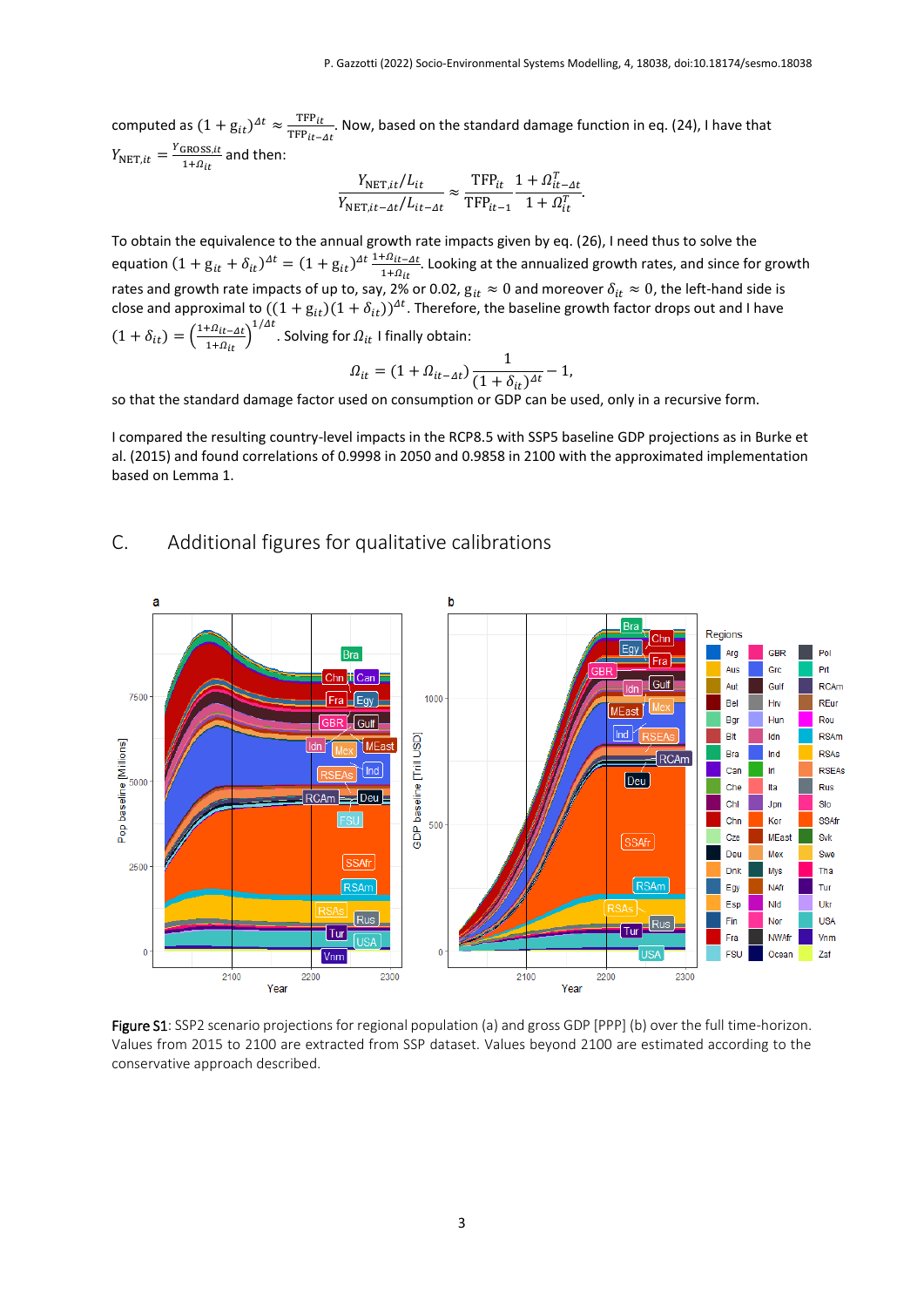computed as $(1 + g_{it})^{\Delta t} \approx \frac{\mathrm{TFP}_{it}}{\mathrm{TFP}_{it-\Delta t}}$. Now, based on the standard damage function in eq. (24), I have that $Y_{\mathrm{NET},it} = \frac{Y_{\mathrm{GROSS},it}}{1+\Omega_{it}}$ and then:

$$\frac{Y_{\mathrm{NET},it}/L_{it}}{Y_{\mathrm{NET},it-\Delta t}/L_{it-\Delta t}} \approx \frac{\mathrm{TFP}_{it}}{\mathrm{TFP}_{it-1}} \frac{1+\Omega_{it-\Delta t}^{T}}{1+\Omega_{it}^{T}}.$$

To obtain the equivalence to the annual growth rate impacts given by eq. (26), I need thus to solve the equation $(1 + g_{it} + \delta_{it})^{\Delta t} = (1 + g_{it})^{\Delta t} \frac{1+\Omega_{it-\Delta t}}{1+\Omega_{it}}$. Looking at the annualized growth rates, and since for growth rates and growth rate impacts of up to, say, 2% or 0.02, $g_{it} \approx 0$ and moreover $\delta_{it} \approx 0$, the left-hand side is close and approximal to $((1 + g_{it})(1 + \delta_{it}))^{\Delta t}$. Therefore, the baseline growth factor drops out and I have $(1 + \delta_{it}) = \left(\frac{1+\Omega_{it-\Delta t}}{1+\Omega_{it}}\right)^{1/\Delta t}$. Solving for $\Omega_{it}$ I finally obtain:

$$\Omega_{it} = (1 + \Omega_{it-\Delta t}) \frac{1}{(1 + \delta_{it})^{\Delta t}} - 1,$$

so that the standard damage factor used on consumption or GDP can be used, only in a recursive form.

I compared the resulting country-level impacts in the RCP8.5 with SSP5 baseline GDP projections as in Burke et al. (2015) and found correlations of 0.9998 in 2050 and 0.9858 in 2100 with the approximated implementation based on Lemma 1.

## C. Additional figures for qualitative calibrations

**Figure S1**: SSP2 scenario projections for regional population (a) and gross GDP [PPP] (b) over the full time-horizon. Values from 2015 to 2100 are extracted from SSP dataset. Values beyond 2100 are estimated according to the conservative approach described.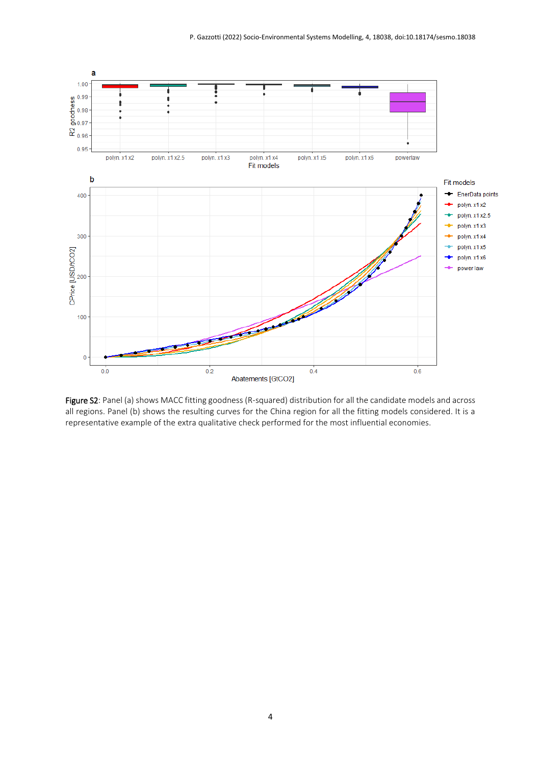**Figure S2**: Panel (a) shows MACC fitting goodness (R-squared) distribution for all the candidate models and across all regions. Panel (b) shows the resulting curves for the China region for all the fitting models considered. It is a representative example of the extra qualitative check performed for the most influential economies.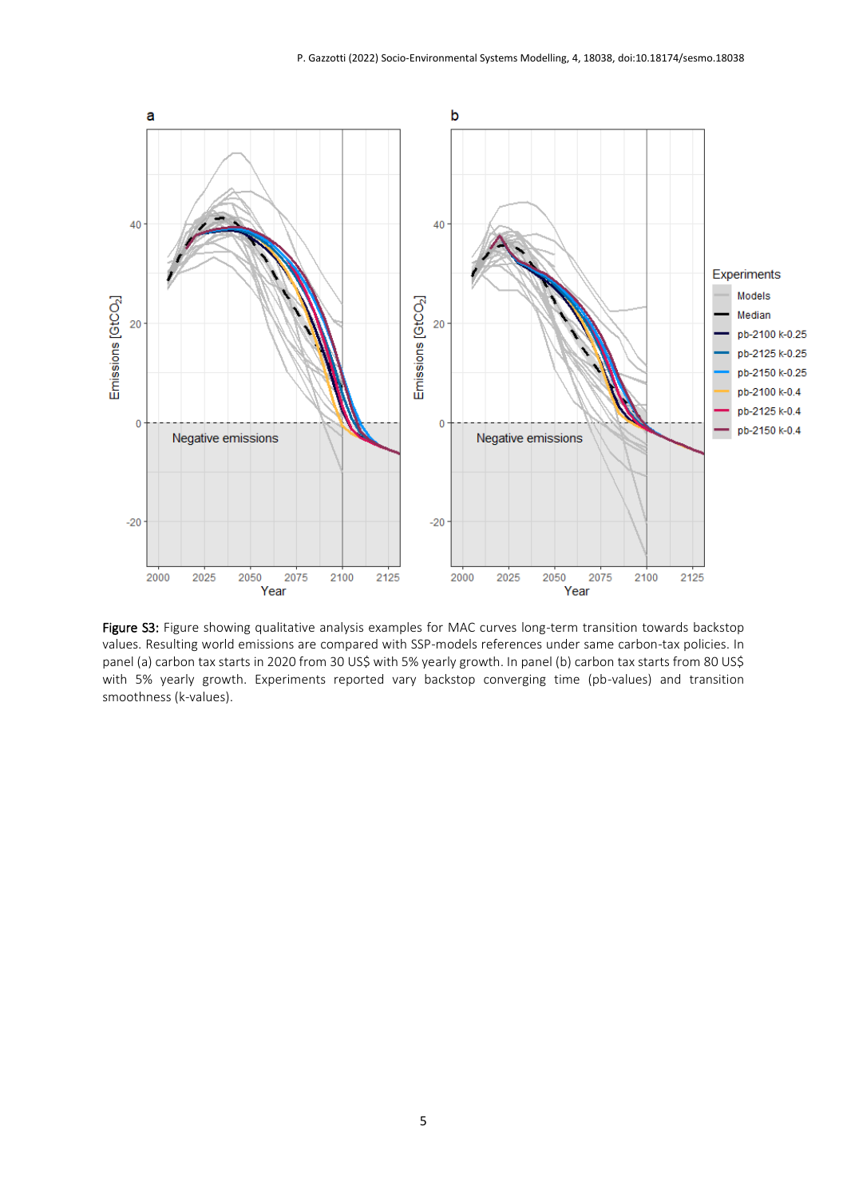**Figure S3:** Figure showing qualitative analysis examples for MAC curves long-term transition towards backstop values. Resulting world emissions are compared with SSP-models references under same carbon-tax policies. In panel (a) carbon tax starts in 2020 from 30 US$ with 5% yearly growth. In panel (b) carbon tax starts from 80 US$ with 5% yearly growth. Experiments reported vary backstop converging time (pb-values) and transition smoothness (k-values).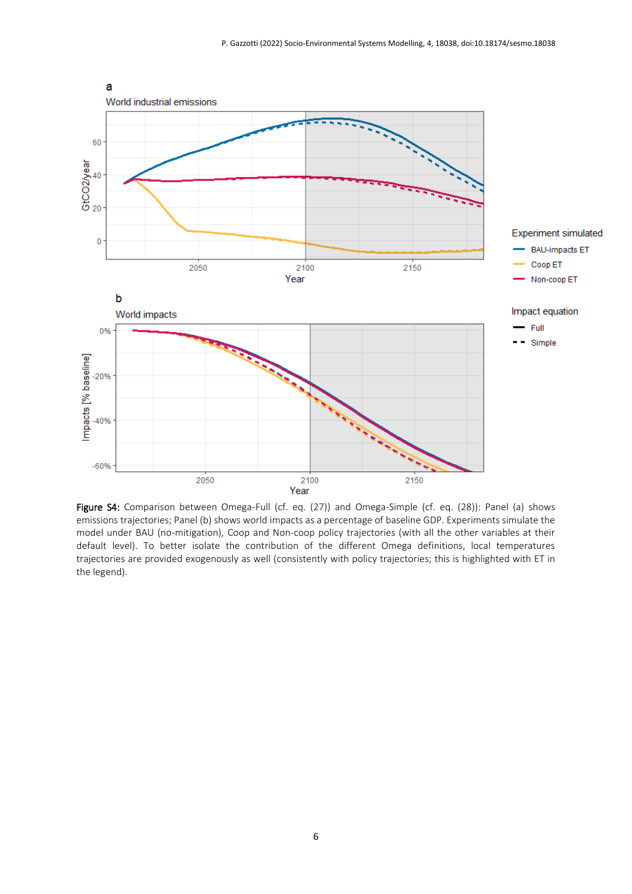**Figure S4:** Comparison between Omega-Full (cf. eq. (27)) and Omega-Simple (cf. eq. (28)): Panel (a) shows emissions trajectories; Panel (b) shows world impacts as a percentage of baseline GDP. Experiments simulate the model under BAU (no-mitigation), Coop and Non-coop policy trajectories (with all the other variables at their default level). To better isolate the contribution of the different Omega definitions, local temperatures trajectories are provided exogenously as well (consistently with policy trajectories; this is highlighted with ET in the legend).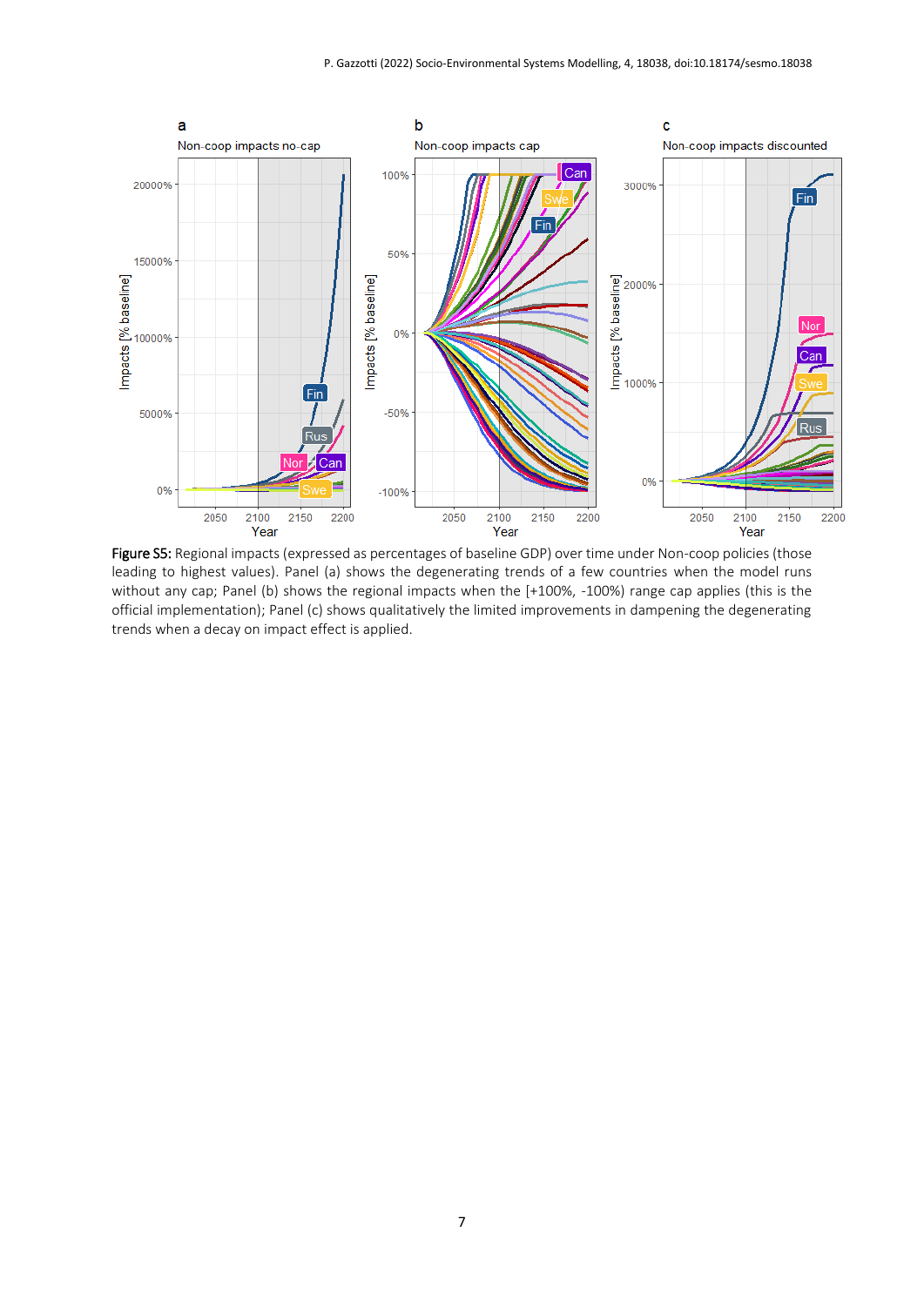**Figure S5:** Regional impacts (expressed as percentages of baseline GDP) over time under Non-coop policies (those leading to highest values). Panel (a) shows the degenerating trends of a few countries when the model runs without any cap; Panel (b) shows the regional impacts when the [+100%, -100%) range cap applies (this is the official implementation); Panel (c) shows qualitatively the limited improvements in dampening the degenerating trends when a decay on impact effect is applied.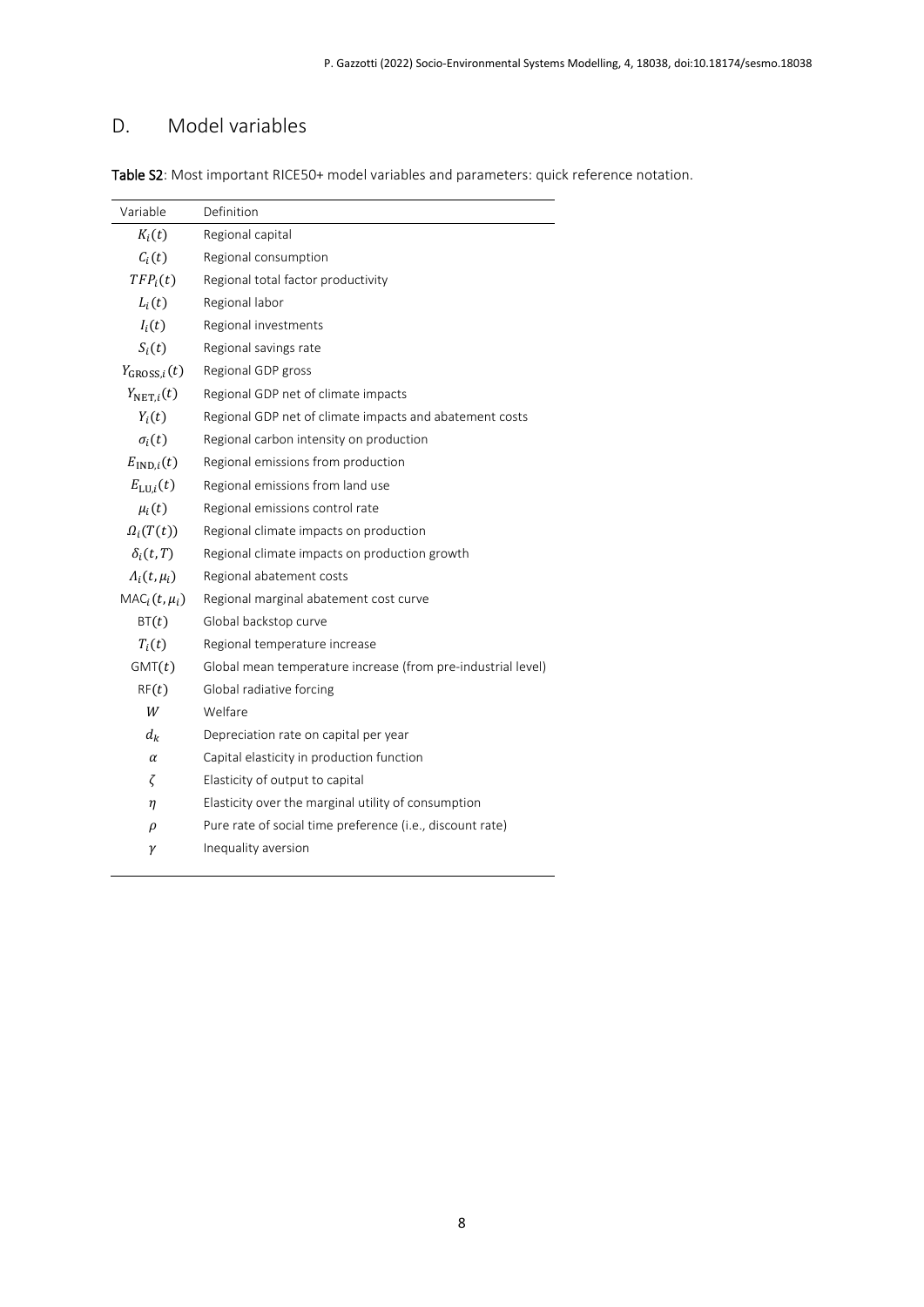## D. Model variables

**Table S2**: Most important RICE50+ model variables and parameters: quick reference notation.

| Variable | Definition |
|---|---|
| $K_i(t)$ | Regional capital |
| $C_i(t)$ | Regional consumption |
| $TFP_i(t)$ | Regional total factor productivity |
| $L_i(t)$ | Regional labor |
| $I_i(t)$ | Regional investments |
| $S_i(t)$ | Regional savings rate |
| $Y_{\mathrm{GROSS},i}(t)$ | Regional GDP gross |
| $Y_{\mathrm{NET},i}(t)$ | Regional GDP net of climate impacts |
| $Y_i(t)$ | Regional GDP net of climate impacts and abatement costs |
| $\sigma_i(t)$ | Regional carbon intensity on production |
| $E_{\mathrm{IND},i}(t)$ | Regional emissions from production |
| $E_{\mathrm{LU},i}(t)$ | Regional emissions from land use |
| $\mu_i(t)$ | Regional emissions control rate |
| $\Omega_i(T(t))$ | Regional climate impacts on production |
| $\delta_i(t,T)$ | Regional climate impacts on production growth |
| $\Lambda_i(t,\mu_i)$ | Regional abatement costs |
| $\mathrm{MAC}_i(t,\mu_i)$ | Regional marginal abatement cost curve |
| $\mathrm{BT}(t)$ | Global backstop curve |
| $T_i(t)$ | Regional temperature increase |
| $\mathrm{GMT}(t)$ | Global mean temperature increase (from pre-industrial level) |
| $\mathrm{RF}(t)$ | Global radiative forcing |
| $W$ | Welfare |
| $d_k$ | Depreciation rate on capital per year |
| $\alpha$ | Capital elasticity in production function |
| $\zeta$ | Elasticity of output to capital |
| $\eta$ | Elasticity over the marginal utility of consumption |
| $\rho$ | Pure rate of social time preference (i.e., discount rate) |
| $\gamma$ | Inequality aversion |